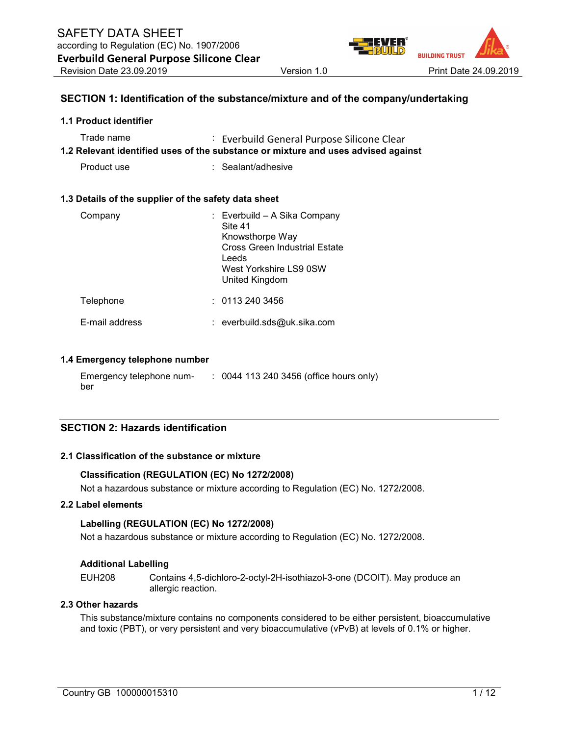# SAFETY DATA SHEET

according to Regulation (EC) No. 1907/2006

**Everbuild General Purpose Silicone Clear**

Revision Date 23.09.2019 | Version 1.0 | Print Date 24.09.2019

## SECTION 1: Identification of the substance/mixture and of the company/undertaking

### 1.1 Product identifier

Trade name : Everbuild General Purpose Silicone Clear

### 1.2 Relevant identified uses of the substance or mixture and uses advised against

Product use : Sealant/adhesive

### 1.3 Details of the supplier of the safety data sheet

Company : Everbuild – A Sika Company
Site 41
Knowsthorpe Way
Cross Green Industrial Estate
Leeds
West Yorkshire LS9 0SW
United Kingdom

Telephone : 0113 240 3456

E-mail address : everbuild.sds@uk.sika.com

### 1.4 Emergency telephone number

Emergency telephone number : 0044 113 240 3456 (office hours only)

## SECTION 2: Hazards identification

### 2.1 Classification of the substance or mixture

**Classification (REGULATION (EC) No 1272/2008)**

Not a hazardous substance or mixture according to Regulation (EC) No. 1272/2008.

### 2.2 Label elements

**Labelling (REGULATION (EC) No 1272/2008)**

Not a hazardous substance or mixture according to Regulation (EC) No. 1272/2008.

**Additional Labelling**

EUH208 Contains 4,5-dichloro-2-octyl-2H-isothiazol-3-one (DCOIT). May produce an allergic reaction.

### 2.3 Other hazards

This substance/mixture contains no components considered to be either persistent, bioaccumulative and toxic (PBT), or very persistent and very bioaccumulative (vPvB) at levels of 0.1% or higher.

Country GB 100000015310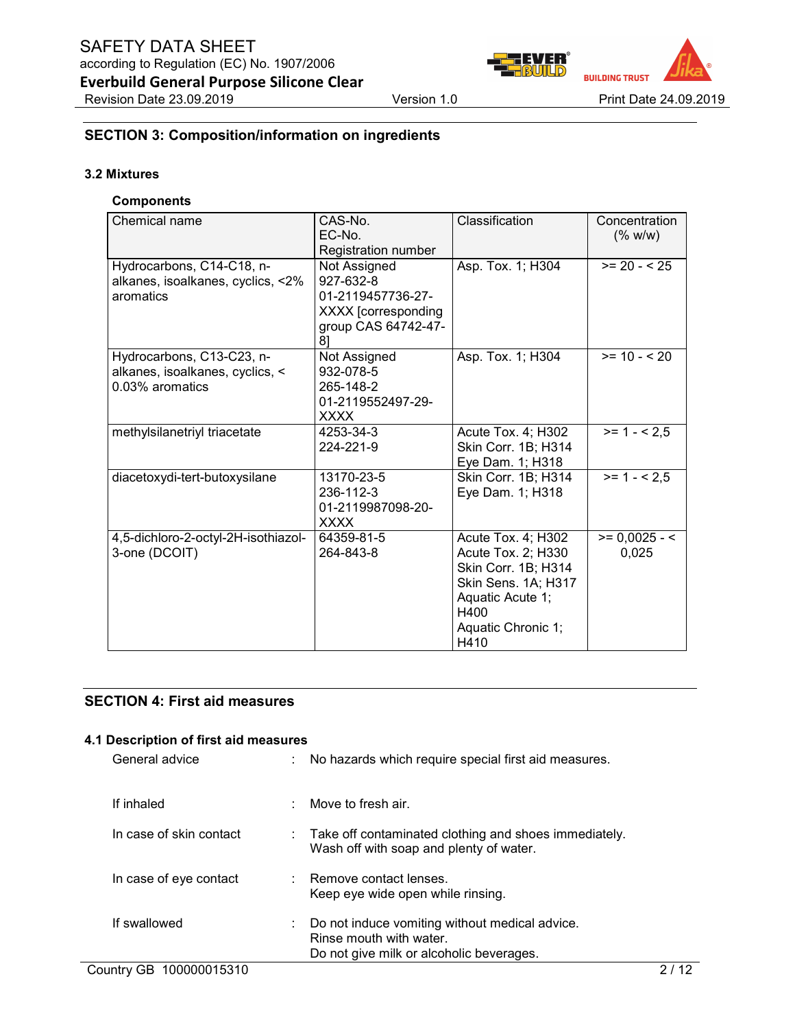## SECTION 3: Composition/information on ingredients

### 3.2 Mixtures

**Components**

| Chemical name | CAS-No.<br>EC-No.<br>Registration number | Classification | Concentration (% w/w) |
|---|---|---|---|
| Hydrocarbons, C14-C18, n-alkanes, isoalkanes, cyclics, <2% aromatics | Not Assigned<br>927-632-8<br>01-2119457736-27-XXXX [corresponding group CAS 64742-47-8] | Asp. Tox. 1; H304 | >= 20 - < 25 |
| Hydrocarbons, C13-C23, n-alkanes, isoalkanes, cyclics, < 0.03% aromatics | Not Assigned<br>932-078-5<br>265-148-2<br>01-2119552497-29-XXXX | Asp. Tox. 1; H304 | >= 10 - < 20 |
| methylsilanetriyl triacetate | 4253-34-3<br>224-221-9 | Acute Tox. 4; H302<br>Skin Corr. 1B; H314<br>Eye Dam. 1; H318 | >= 1 - < 2,5 |
| diacetoxydi-tert-butoxysilane | 13170-23-5<br>236-112-3<br>01-2119987098-20-XXXX | Skin Corr. 1B; H314<br>Eye Dam. 1; H318 | >= 1 - < 2,5 |
| 4,5-dichloro-2-octyl-2H-isothiazol-3-one (DCOIT) | 64359-81-5<br>264-843-8 | Acute Tox. 4; H302<br>Acute Tox. 2; H330<br>Skin Corr. 1B; H314<br>Skin Sens. 1A; H317<br>Aquatic Acute 1; H400<br>Aquatic Chronic 1; H410 | >= 0,0025 - < 0,025 |

## SECTION 4: First aid measures

### 4.1 Description of first aid measures

General advice : No hazards which require special first aid measures.

If inhaled : Move to fresh air.

In case of skin contact : Take off contaminated clothing and shoes immediately.
Wash off with soap and plenty of water.

In case of eye contact : Remove contact lenses.
Keep eye wide open while rinsing.

If swallowed : Do not induce vomiting without medical advice.
Rinse mouth with water.
Do not give milk or alcoholic beverages.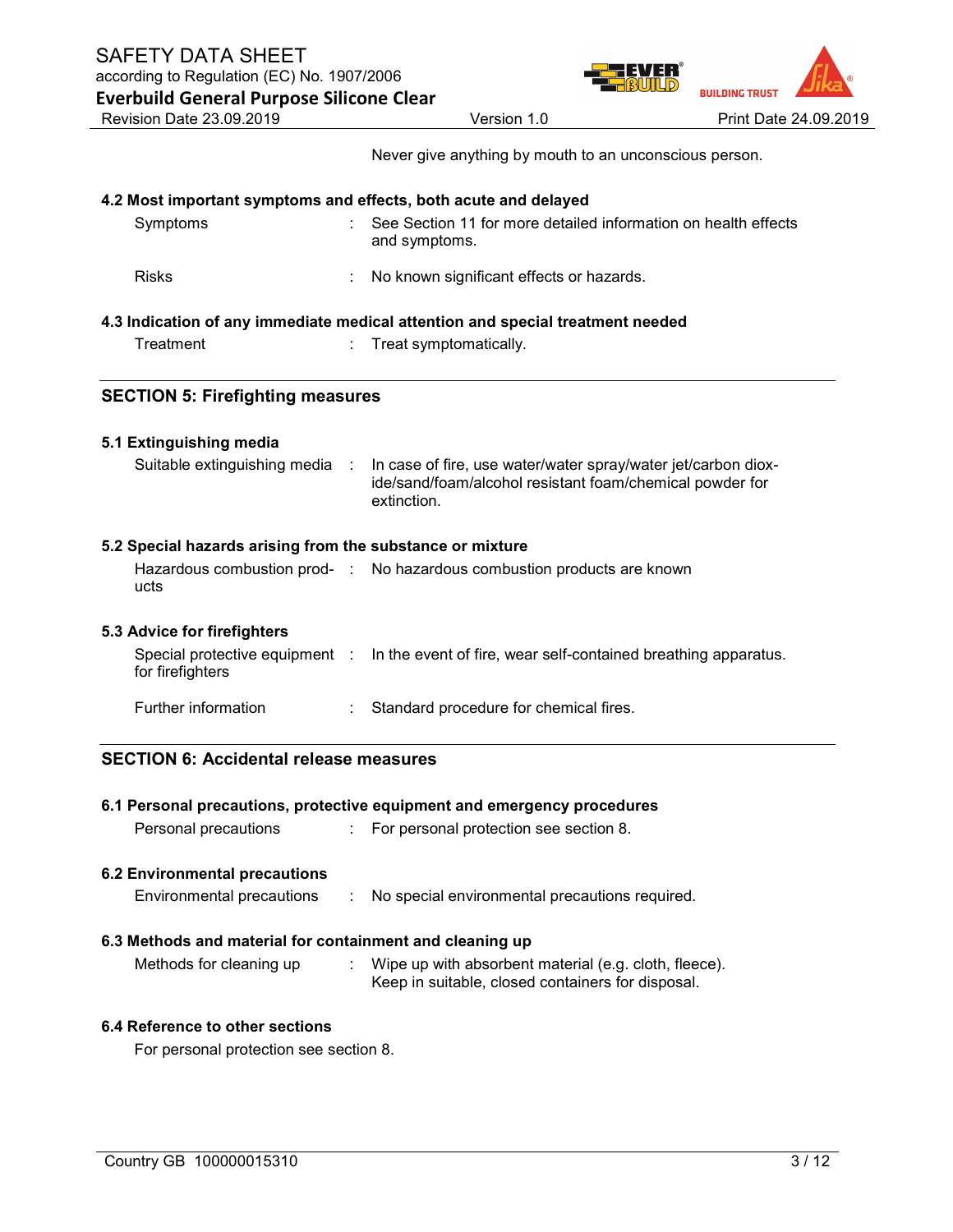Never give anything by mouth to an unconscious person.

### 4.2 Most important symptoms and effects, both acute and delayed

| | | |
|---|---|---|
| Symptoms | : | See Section 11 for more detailed information on health effects and symptoms. |
| Risks | : | No known significant effects or hazards. |

### 4.3 Indication of any immediate medical attention and special treatment needed

| | | |
|---|---|---|
| Treatment | : | Treat symptomatically. |

## SECTION 5: Firefighting measures

### 5.1 Extinguishing media

| | | |
|---|---|---|
| Suitable extinguishing media | : | In case of fire, use water/water spray/water jet/carbon dioxide/sand/foam/alcohol resistant foam/chemical powder for extinction. |

### 5.2 Special hazards arising from the substance or mixture

| | | |
|---|---|---|
| Hazardous combustion products | : | No hazardous combustion products are known |

### 5.3 Advice for firefighters

| | | |
|---|---|---|
| Special protective equipment for firefighters | : | In the event of fire, wear self-contained breathing apparatus. |
| Further information | : | Standard procedure for chemical fires. |

## SECTION 6: Accidental release measures

### 6.1 Personal precautions, protective equipment and emergency procedures

| | | |
|---|---|---|
| Personal precautions | : | For personal protection see section 8. |

### 6.2 Environmental precautions

| | | |
|---|---|---|
| Environmental precautions | : | No special environmental precautions required. |

### 6.3 Methods and material for containment and cleaning up

| | | |
|---|---|---|
| Methods for cleaning up | : | Wipe up with absorbent material (e.g. cloth, fleece). Keep in suitable, closed containers for disposal. |

### 6.4 Reference to other sections

For personal protection see section 8.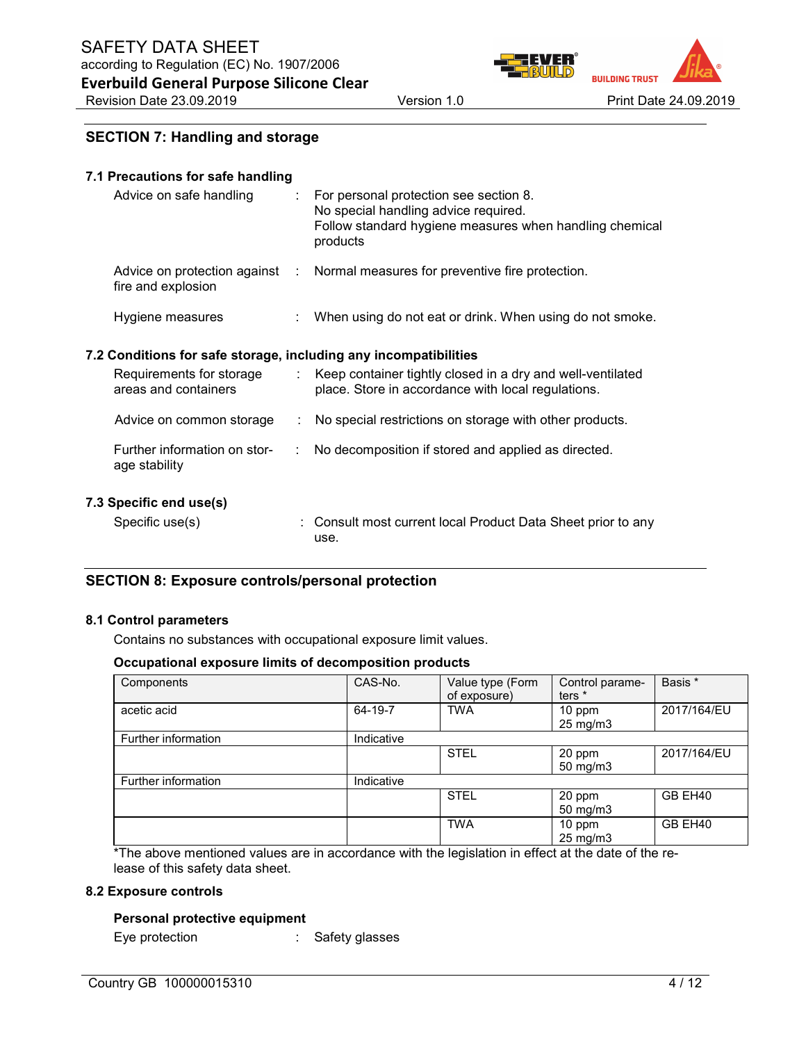## SECTION 7: Handling and storage

### 7.1 Precautions for safe handling

Advice on safe handling : For personal protection see section 8.
No special handling advice required.
Follow standard hygiene measures when handling chemical products

Advice on protection against fire and explosion : Normal measures for preventive fire protection.

Hygiene measures : When using do not eat or drink. When using do not smoke.

### 7.2 Conditions for safe storage, including any incompatibilities

Requirements for storage areas and containers : Keep container tightly closed in a dry and well-ventilated place. Store in accordance with local regulations.

Advice on common storage : No special restrictions on storage with other products.

Further information on storage stability : No decomposition if stored and applied as directed.

### 7.3 Specific end use(s)

Specific use(s) : Consult most current local Product Data Sheet prior to any use.

## SECTION 8: Exposure controls/personal protection

### 8.1 Control parameters

Contains no substances with occupational exposure limit values.

**Occupational exposure limits of decomposition products**

| Components | CAS-No. | Value type (Form of exposure) | Control parameters * | Basis * |
|---|---|---|---|---|
| acetic acid | 64-19-7 | TWA | 10 ppm<br>25 mg/m3 | 2017/164/EU |
| Further information | Indicative | | | |
| | | STEL | 20 ppm<br>50 mg/m3 | 2017/164/EU |
| Further information | Indicative | | | |
| | | STEL | 20 ppm<br>50 mg/m3 | GB EH40 |
| | | TWA | 10 ppm<br>25 mg/m3 | GB EH40 |

*The above mentioned values are in accordance with the legislation in effect at the date of the release of this safety data sheet.

### 8.2 Exposure controls

**Personal protective equipment**

Eye protection : Safety glasses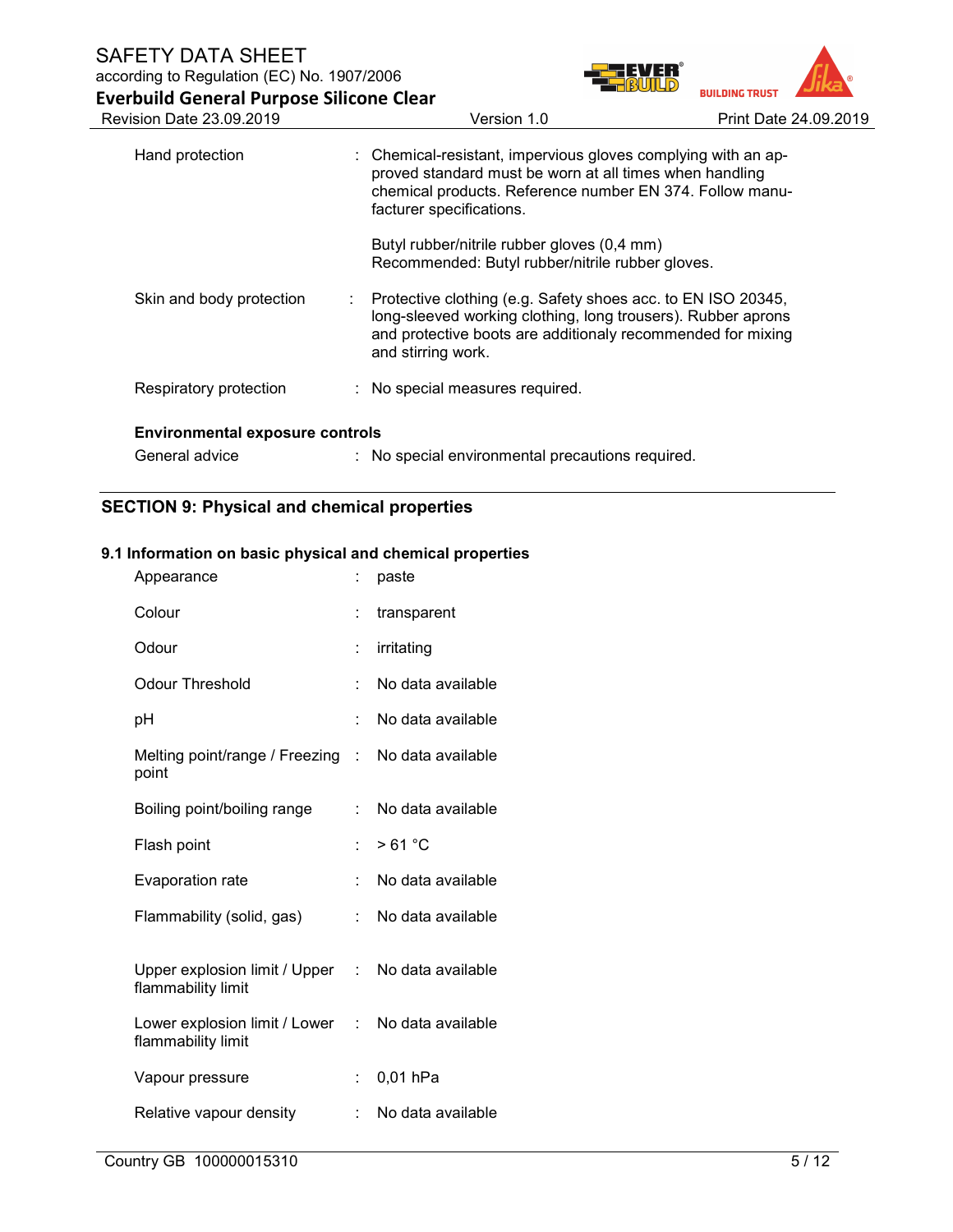| | | |
|---|---|---|
| Hand protection | : | Chemical-resistant, impervious gloves complying with an approved standard must be worn at all times when handling chemical products. Reference number EN 374. Follow manufacturer specifications.<br><br>Butyl rubber/nitrile rubber gloves (0,4 mm)<br>Recommended: Butyl rubber/nitrile rubber gloves. |
| Skin and body protection | : | Protective clothing (e.g. Safety shoes acc. to EN ISO 20345, long-sleeved working clothing, long trousers). Rubber aprons and protective boots are additionaly recommended for mixing and stirring work. |
| Respiratory protection | : | No special measures required. |

**Environmental exposure controls**

| | | |
|---|---|---|
| General advice | : | No special environmental precautions required. |

## SECTION 9: Physical and chemical properties

### 9.1 Information on basic physical and chemical properties

| | | |
|---|---|---|
| Appearance | : | paste |
| Colour | : | transparent |
| Odour | : | irritating |
| Odour Threshold | : | No data available |
| pH | : | No data available |
| Melting point/range / Freezing point | : | No data available |
| Boiling point/boiling range | : | No data available |
| Flash point | : | > 61 °C |
| Evaporation rate | : | No data available |
| Flammability (solid, gas) | : | No data available |
| Upper explosion limit / Upper flammability limit | : | No data available |
| Lower explosion limit / Lower flammability limit | : | No data available |
| Vapour pressure | : | 0,01 hPa |
| Relative vapour density | : | No data available |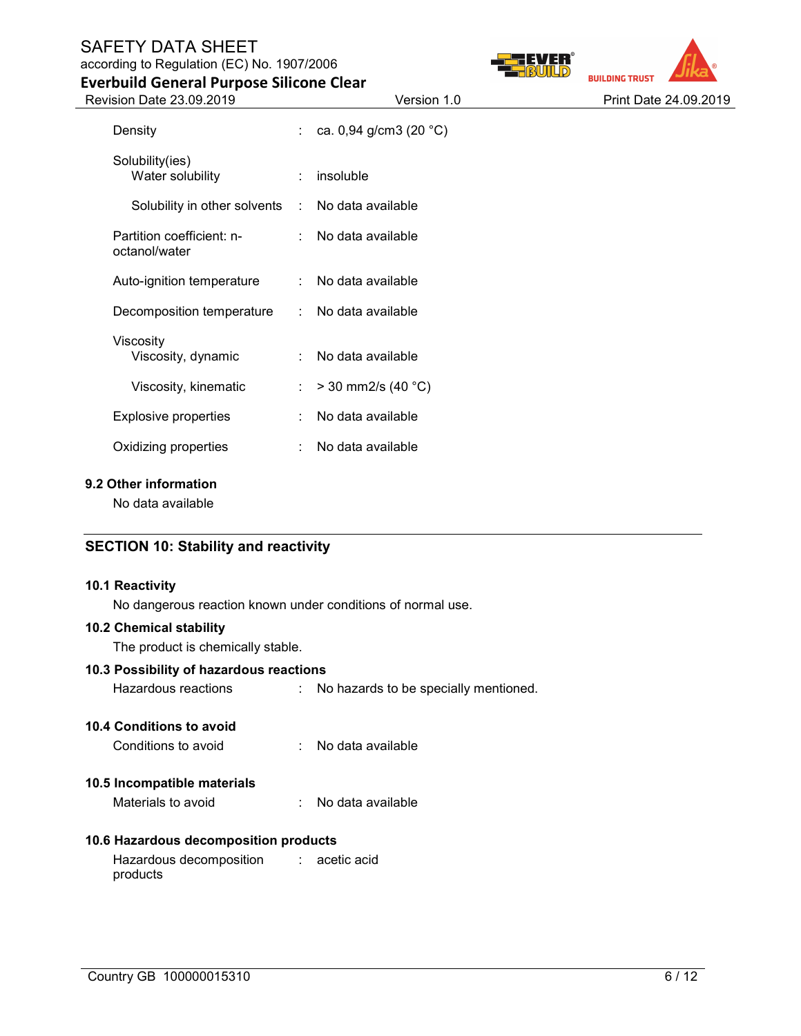| | | |
|---|---|---|
| Density | : | ca. 0,94 g/cm3 (20 °C) |
| Solubility(ies) | | |
| Water solubility | : | insoluble |
| Solubility in other solvents | : | No data available |
| Partition coefficient: n-octanol/water | : | No data available |
| Auto-ignition temperature | : | No data available |
| Decomposition temperature | : | No data available |
| Viscosity | | |
| Viscosity, dynamic | : | No data available |
| Viscosity, kinematic | : | > 30 mm2/s (40 °C) |
| Explosive properties | : | No data available |
| Oxidizing properties | : | No data available |

### 9.2 Other information

No data available

## SECTION 10: Stability and reactivity

### 10.1 Reactivity

No dangerous reaction known under conditions of normal use.

### 10.2 Chemical stability

The product is chemically stable.

### 10.3 Possibility of hazardous reactions

Hazardous reactions : No hazards to be specially mentioned.

### 10.4 Conditions to avoid

Conditions to avoid : No data available

### 10.5 Incompatible materials

Materials to avoid : No data available

### 10.6 Hazardous decomposition products

Hazardous decomposition products : acetic acid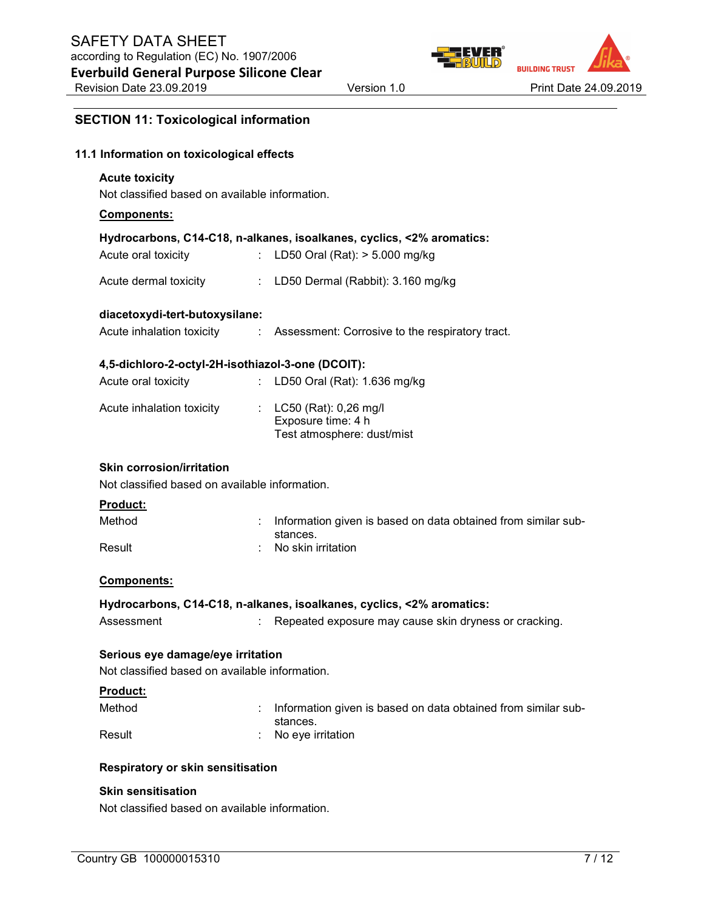## SECTION 11: Toxicological information

### 11.1 Information on toxicological effects

**Acute toxicity**

Not classified based on available information.

**Components:**

**Hydrocarbons, C14-C18, n-alkanes, isoalkanes, cyclics, <2% aromatics:**

| | | |
|---|---|---|
| Acute oral toxicity | : | LD50 Oral (Rat): > 5.000 mg/kg |
| Acute dermal toxicity | : | LD50 Dermal (Rabbit): 3.160 mg/kg |

**diacetoxydi-tert-butoxysilane:**

| | | |
|---|---|---|
| Acute inhalation toxicity | : | Assessment: Corrosive to the respiratory tract. |

**4,5-dichloro-2-octyl-2H-isothiazol-3-one (DCOIT):**

| | | |
|---|---|---|
| Acute oral toxicity | : | LD50 Oral (Rat): 1.636 mg/kg |
| Acute inhalation toxicity | : | LC50 (Rat): 0,26 mg/l<br>Exposure time: 4 h<br>Test atmosphere: dust/mist |

**Skin corrosion/irritation**

Not classified based on available information.

**Product:**

| | | |
|---|---|---|
| Method | : | Information given is based on data obtained from similar substances. |
| Result | : | No skin irritation |

**Components:**

**Hydrocarbons, C14-C18, n-alkanes, isoalkanes, cyclics, <2% aromatics:**

| | | |
|---|---|---|
| Assessment | : | Repeated exposure may cause skin dryness or cracking. |

**Serious eye damage/eye irritation**

Not classified based on available information.

**Product:**

| | | |
|---|---|---|
| Method | : | Information given is based on data obtained from similar substances. |
| Result | : | No eye irritation |

**Respiratory or skin sensitisation**

**Skin sensitisation**

Not classified based on available information.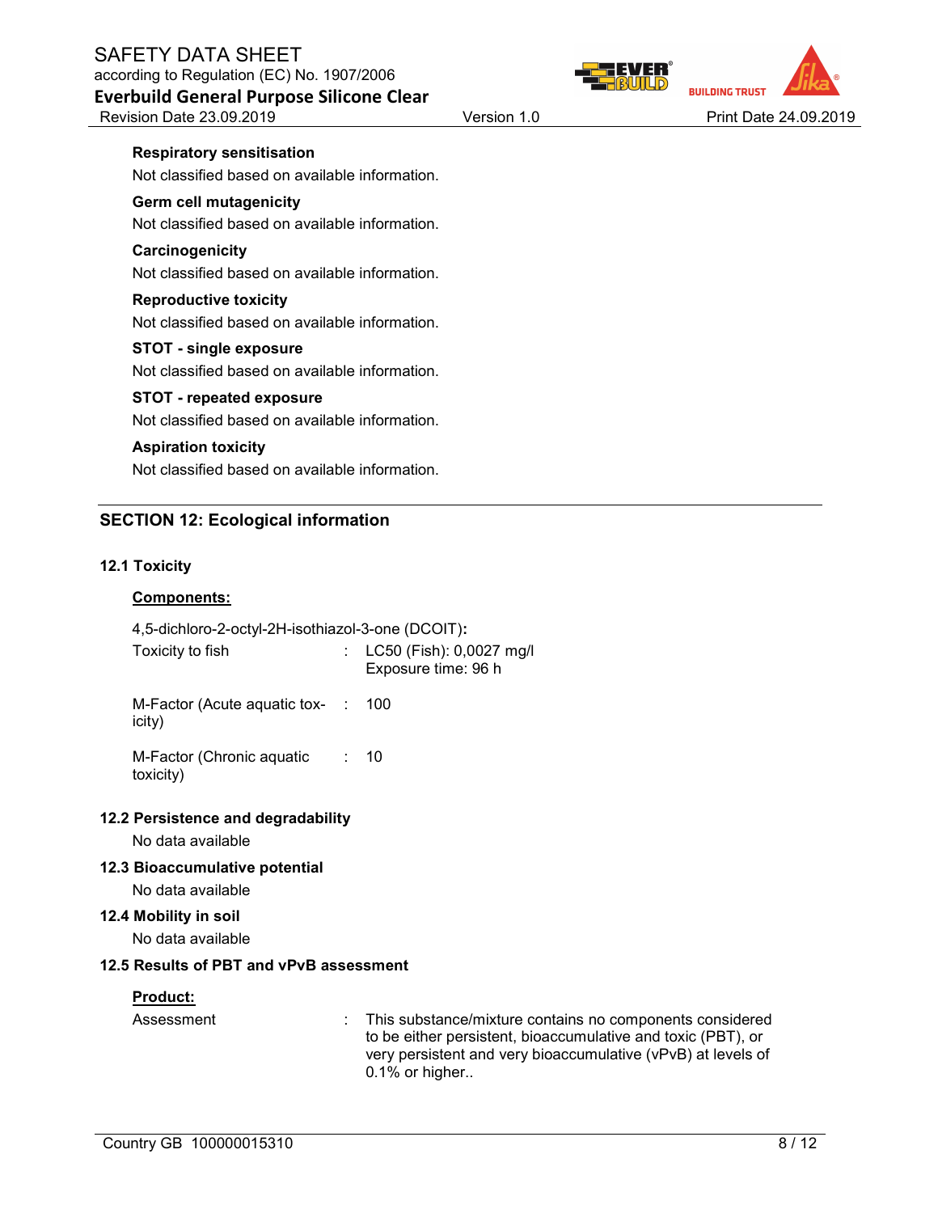**Respiratory sensitisation**

Not classified based on available information.

**Germ cell mutagenicity**

Not classified based on available information.

**Carcinogenicity**

Not classified based on available information.

**Reproductive toxicity**

Not classified based on available information.

**STOT - single exposure**

Not classified based on available information.

**STOT - repeated exposure**

Not classified based on available information.

**Aspiration toxicity**

Not classified based on available information.

## SECTION 12: Ecological information

### 12.1 Toxicity

**Components:**

4,5-dichloro-2-octyl-2H-isothiazol-3-one (DCOIT)**:**

| | | |
|---|---|---|
| Toxicity to fish | : | LC50 (Fish): 0,0027 mg/l<br>Exposure time: 96 h |
| M-Factor (Acute aquatic toxicity) | : | 100 |
| M-Factor (Chronic aquatic toxicity) | : | 10 |

### 12.2 Persistence and degradability

No data available

### 12.3 Bioaccumulative potential

No data available

### 12.4 Mobility in soil

No data available

### 12.5 Results of PBT and vPvB assessment

**Product:**

| | | |
|---|---|---|
| Assessment | : | This substance/mixture contains no components considered to be either persistent, bioaccumulative and toxic (PBT), or very persistent and very bioaccumulative (vPvB) at levels of 0.1% or higher.. |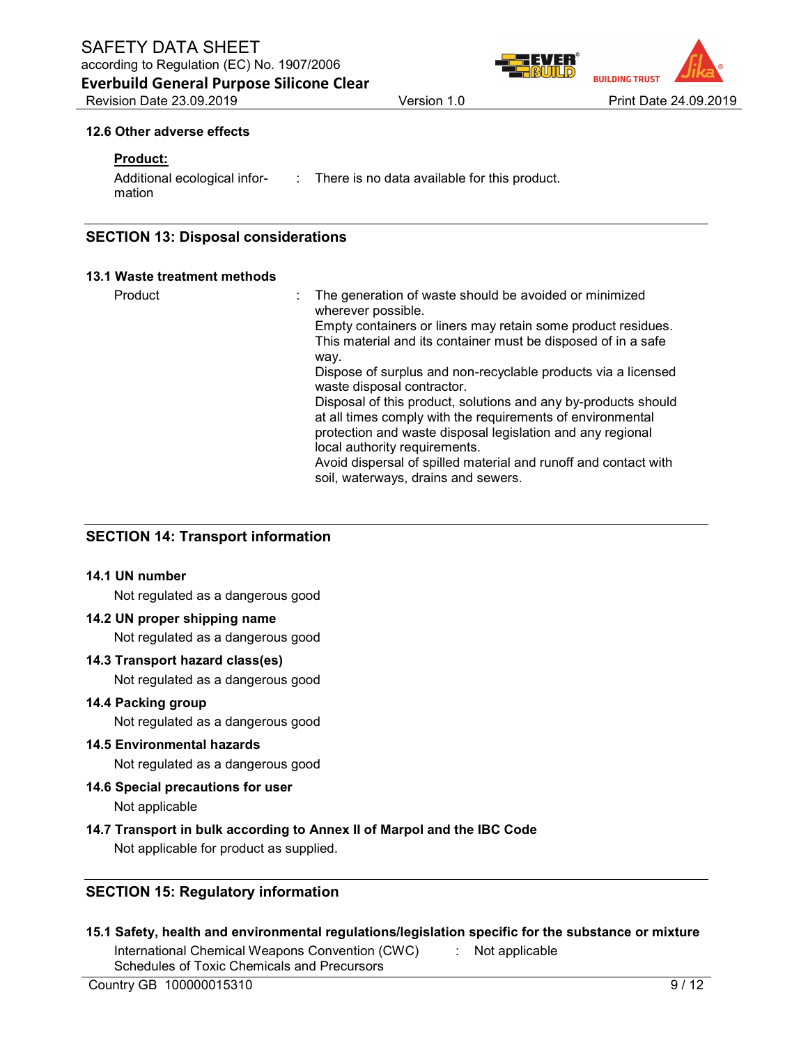#### 12.6 Other adverse effects

**Product:**

| | | |
|---|---|---|
| Additional ecological information | : | There is no data available for this product. |

## SECTION 13: Disposal considerations

### 13.1 Waste treatment methods

| | | |
|---|---|---|
| Product | : | The generation of waste should be avoided or minimized wherever possible.<br>Empty containers or liners may retain some product residues.<br>This material and its container must be disposed of in a safe way.<br>Dispose of surplus and non-recyclable products via a licensed waste disposal contractor.<br>Disposal of this product, solutions and any by-products should at all times comply with the requirements of environmental protection and waste disposal legislation and any regional local authority requirements.<br>Avoid dispersal of spilled material and runoff and contact with soil, waterways, drains and sewers. |

## SECTION 14: Transport information

### 14.1 UN number

Not regulated as a dangerous good

### 14.2 UN proper shipping name

Not regulated as a dangerous good

### 14.3 Transport hazard class(es)

Not regulated as a dangerous good

### 14.4 Packing group

Not regulated as a dangerous good

### 14.5 Environmental hazards

Not regulated as a dangerous good

### 14.6 Special precautions for user

Not applicable

### 14.7 Transport in bulk according to Annex II of Marpol and the IBC Code

Not applicable for product as supplied.

## SECTION 15: Regulatory information

### 15.1 Safety, health and environmental regulations/legislation specific for the substance or mixture

| | | |
|---|---|---|
| International Chemical Weapons Convention (CWC) Schedules of Toxic Chemicals and Precursors | : | Not applicable |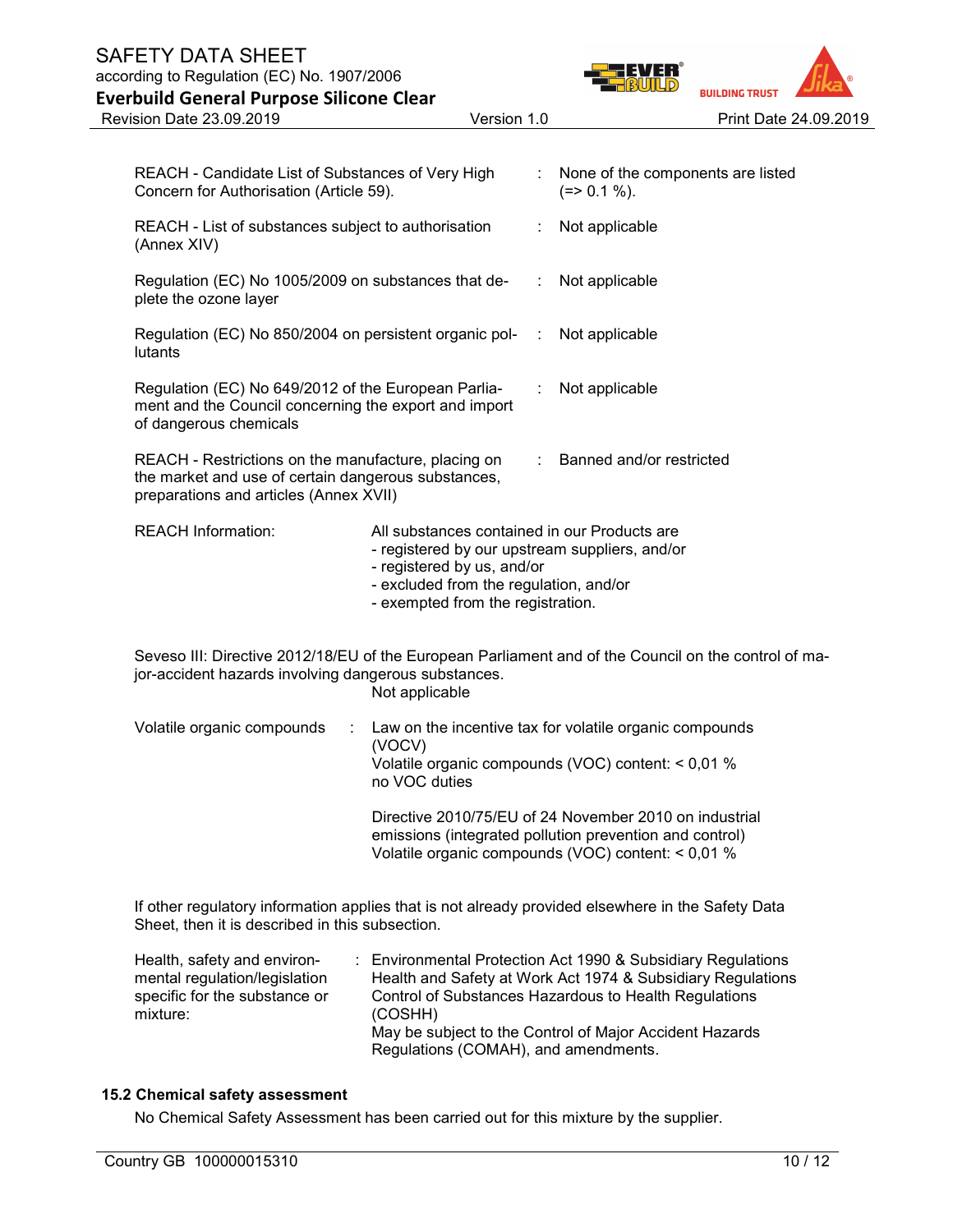| | | |
|---|---|---|
| REACH - Candidate List of Substances of Very High Concern for Authorisation (Article 59). | : | None of the components are listed (=> 0.1 %). |
| REACH - List of substances subject to authorisation (Annex XIV) | : | Not applicable |
| Regulation (EC) No 1005/2009 on substances that deplete the ozone layer | : | Not applicable |
| Regulation (EC) No 850/2004 on persistent organic pollutants | : | Not applicable |
| Regulation (EC) No 649/2012 of the European Parliament and the Council concerning the export and import of dangerous chemicals | : | Not applicable |
| REACH - Restrictions on the manufacture, placing on the market and use of certain dangerous substances, preparations and articles (Annex XVII) | : | Banned and/or restricted |

REACH Information: All substances contained in our Products are
- registered by our upstream suppliers, and/or
- registered by us, and/or
- excluded from the regulation, and/or
- exempted from the registration.

Seveso III: Directive 2012/18/EU of the European Parliament and of the Council on the control of major-accident hazards involving dangerous substances.
Not applicable

Volatile organic compounds : Law on the incentive tax for volatile organic compounds (VOCV)
Volatile organic compounds (VOC) content: < 0,01 %
no VOC duties

Directive 2010/75/EU of 24 November 2010 on industrial emissions (integrated pollution prevention and control)
Volatile organic compounds (VOC) content: < 0,01 %

If other regulatory information applies that is not already provided elsewhere in the Safety Data Sheet, then it is described in this subsection.

Health, safety and environmental regulation/legislation specific for the substance or mixture: Environmental Protection Act 1990 & Subsidiary Regulations
Health and Safety at Work Act 1974 & Subsidiary Regulations
Control of Substances Hazardous to Health Regulations (COSHH)
May be subject to the Control of Major Accident Hazards Regulations (COMAH), and amendments.

### 15.2 Chemical safety assessment

No Chemical Safety Assessment has been carried out for this mixture by the supplier.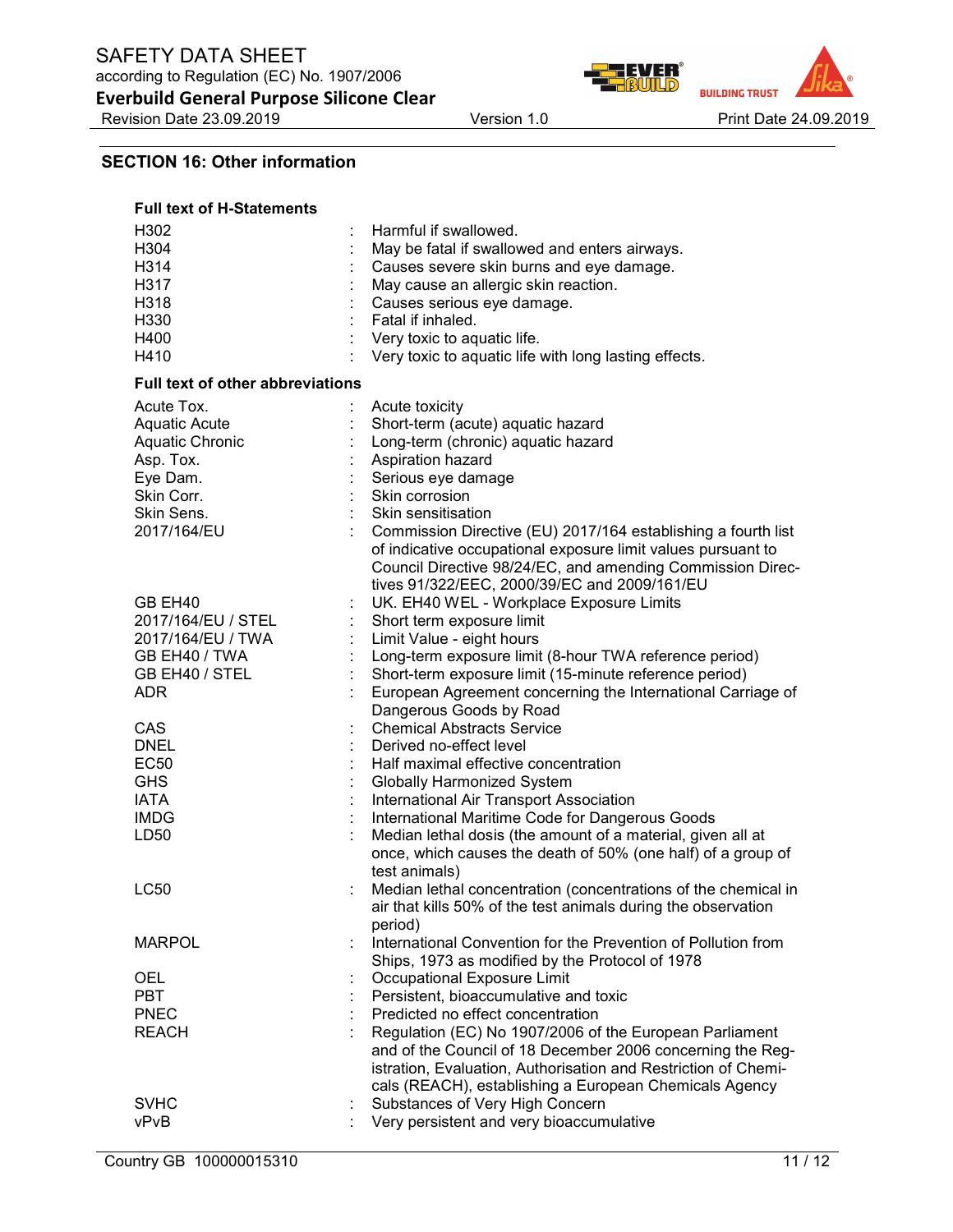## SECTION 16: Other information

**Full text of H-Statements**

| | | |
|---|---|---|
| H302 | : | Harmful if swallowed. |
| H304 | : | May be fatal if swallowed and enters airways. |
| H314 | : | Causes severe skin burns and eye damage. |
| H317 | : | May cause an allergic skin reaction. |
| H318 | : | Causes serious eye damage. |
| H330 | : | Fatal if inhaled. |
| H400 | : | Very toxic to aquatic life. |
| H410 | : | Very toxic to aquatic life with long lasting effects. |

**Full text of other abbreviations**

| | | |
|---|---|---|
| Acute Tox. | : | Acute toxicity |
| Aquatic Acute | : | Short-term (acute) aquatic hazard |
| Aquatic Chronic | : | Long-term (chronic) aquatic hazard |
| Asp. Tox. | : | Aspiration hazard |
| Eye Dam. | : | Serious eye damage |
| Skin Corr. | : | Skin corrosion |
| Skin Sens. | : | Skin sensitisation |
| 2017/164/EU | : | Commission Directive (EU) 2017/164 establishing a fourth list of indicative occupational exposure limit values pursuant to Council Directive 98/24/EC, and amending Commission Directives 91/322/EEC, 2000/39/EC and 2009/161/EU |
| GB EH40 | : | UK. EH40 WEL - Workplace Exposure Limits |
| 2017/164/EU / STEL | : | Short term exposure limit |
| 2017/164/EU / TWA | : | Limit Value - eight hours |
| GB EH40 / TWA | : | Long-term exposure limit (8-hour TWA reference period) |
| GB EH40 / STEL | : | Short-term exposure limit (15-minute reference period) |
| ADR | : | European Agreement concerning the International Carriage of Dangerous Goods by Road |
| CAS | : | Chemical Abstracts Service |
| DNEL | : | Derived no-effect level |
| EC50 | : | Half maximal effective concentration |
| GHS | : | Globally Harmonized System |
| IATA | : | International Air Transport Association |
| IMDG | : | International Maritime Code for Dangerous Goods |
| LD50 | : | Median lethal dosis (the amount of a material, given all at once, which causes the death of 50% (one half) of a group of test animals) |
| LC50 | : | Median lethal concentration (concentrations of the chemical in air that kills 50% of the test animals during the observation period) |
| MARPOL | : | International Convention for the Prevention of Pollution from Ships, 1973 as modified by the Protocol of 1978 |
| OEL | : | Occupational Exposure Limit |
| PBT | : | Persistent, bioaccumulative and toxic |
| PNEC | : | Predicted no effect concentration |
| REACH | : | Regulation (EC) No 1907/2006 of the European Parliament and of the Council of 18 December 2006 concerning the Registration, Evaluation, Authorisation and Restriction of Chemicals (REACH), establishing a European Chemicals Agency |
| SVHC | : | Substances of Very High Concern |
| vPvB | : | Very persistent and very bioaccumulative |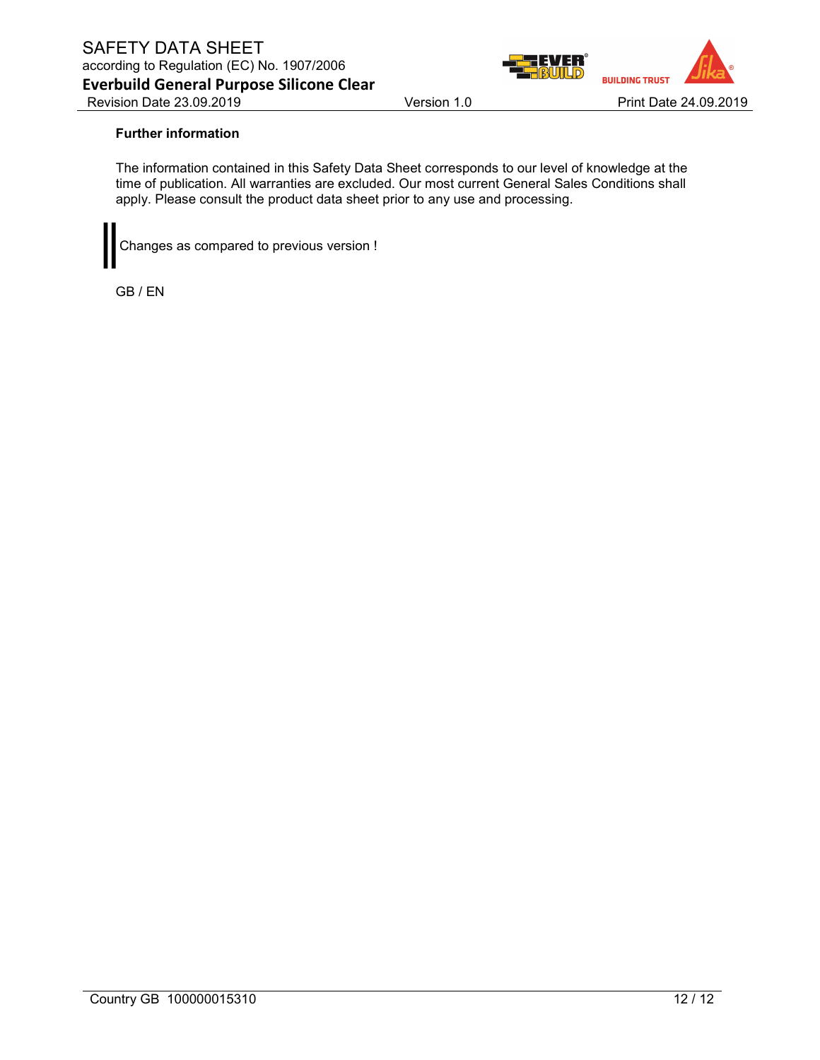**Further information**

The information contained in this Safety Data Sheet corresponds to our level of knowledge at the time of publication. All warranties are excluded. Our most current General Sales Conditions shall apply. Please consult the product data sheet prior to any use and processing.

Changes as compared to previous version !

GB / EN